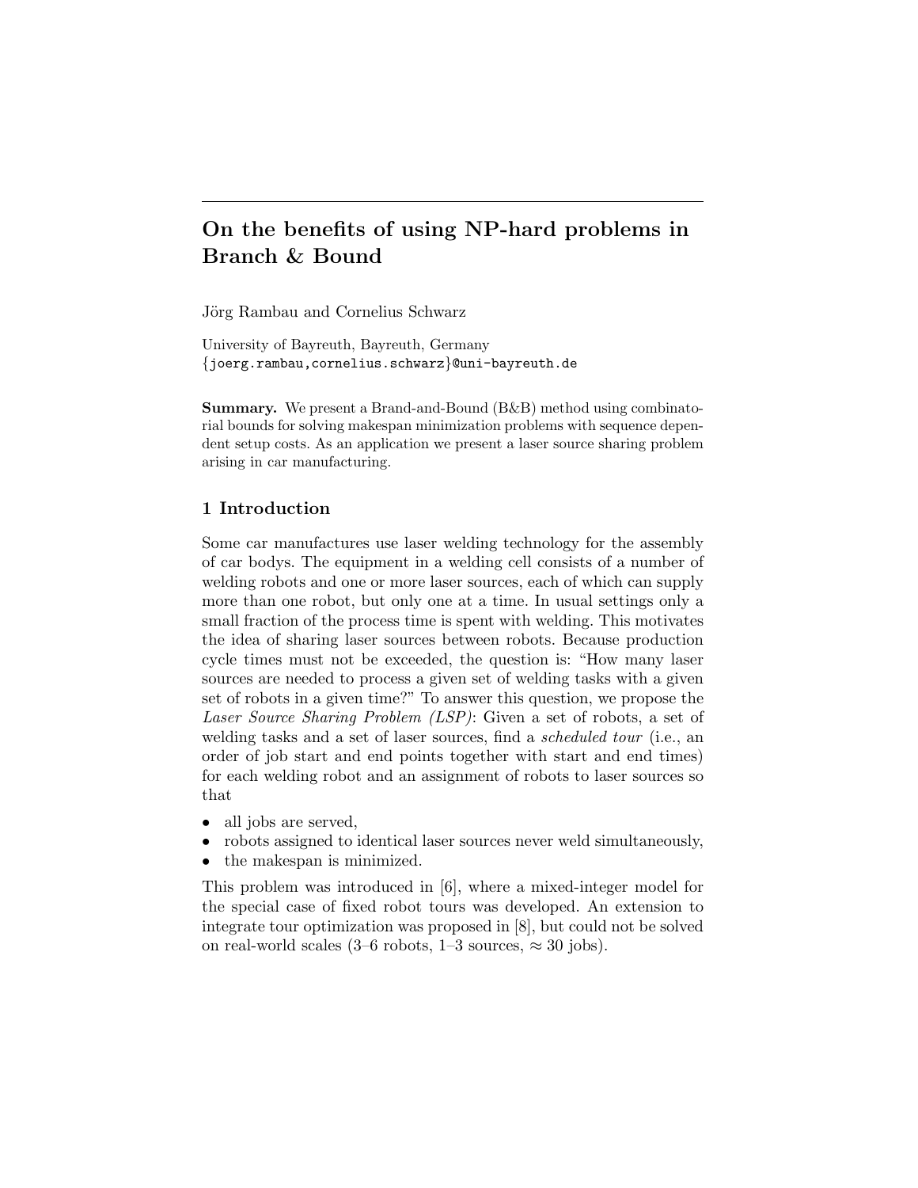# On the benefits of using NP-hard problems in Branch & Bound

Jörg Rambau and Cornelius Schwarz

University of Bayreuth, Bayreuth, Germany
{joerg.rambau,cornelius.schwarz}@uni-bayreuth.de

**Summary.** We present a Brand-and-Bound (B&B) method using combinatorial bounds for solving makespan minimization problems with sequence dependent setup costs. As an application we present a laser source sharing problem arising in car manufacturing.

## 1 Introduction

Some car manufactures use laser welding technology for the assembly of car bodys. The equipment in a welding cell consists of a number of welding robots and one or more laser sources, each of which can supply more than one robot, but only one at a time. In usual settings only a small fraction of the process time is spent with welding. This motivates the idea of sharing laser sources between robots. Because production cycle times must not be exceeded, the question is: "How many laser sources are needed to process a given set of welding tasks with a given set of robots in a given time?" To answer this question, we propose the *Laser Source Sharing Problem (LSP)*: Given a set of robots, a set of welding tasks and a set of laser sources, find a *scheduled tour* (i.e., an order of job start and end points together with start and end times) for each welding robot and an assignment of robots to laser sources so that

- all jobs are served,
- robots assigned to identical laser sources never weld simultaneously,
- the makespan is minimized.

This problem was introduced in [6], where a mixed-integer model for the special case of fixed robot tours was developed. An extension to integrate tour optimization was proposed in [8], but could not be solved on real-world scales (3–6 robots, 1–3 sources, $\approx 30$ jobs).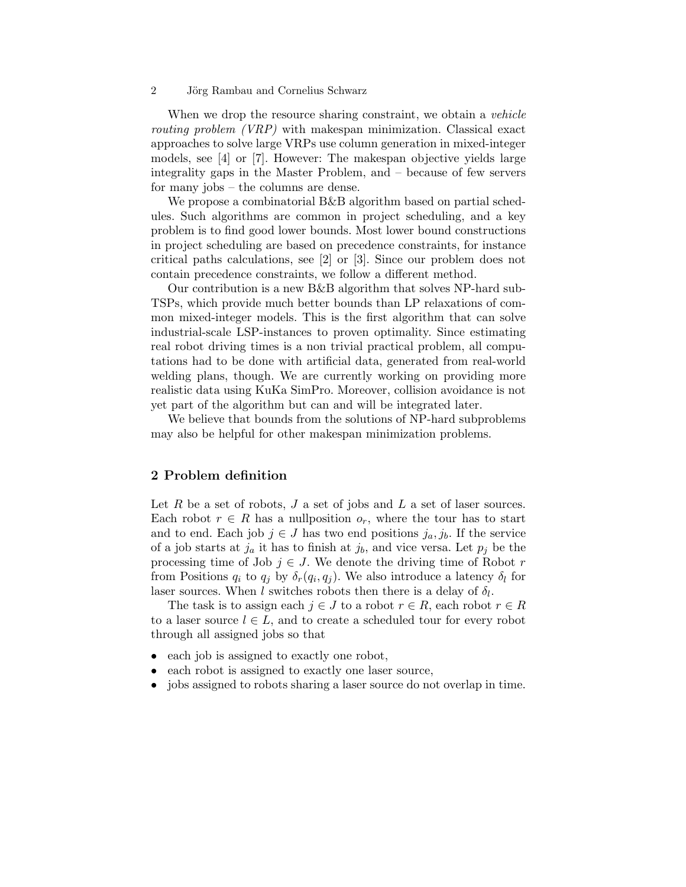When we drop the resource sharing constraint, we obtain a *vehicle routing problem (VRP)* with makespan minimization. Classical exact approaches to solve large VRPs use column generation in mixed-integer models, see [4] or [7]. However: The makespan objective yields large integrality gaps in the Master Problem, and – because of few servers for many jobs – the columns are dense.

We propose a combinatorial B&B algorithm based on partial schedules. Such algorithms are common in project scheduling, and a key problem is to find good lower bounds. Most lower bound constructions in project scheduling are based on precedence constraints, for instance critical paths calculations, see [2] or [3]. Since our problem does not contain precedence constraints, we follow a different method.

Our contribution is a new B&B algorithm that solves NP-hard sub-TSPs, which provide much better bounds than LP relaxations of common mixed-integer models. This is the first algorithm that can solve industrial-scale LSP-instances to proven optimality. Since estimating real robot driving times is a non trivial practical problem, all computations had to be done with artificial data, generated from real-world welding plans, though. We are currently working on providing more realistic data using KuKa SimPro. Moreover, collision avoidance is not yet part of the algorithm but can and will be integrated later.

We believe that bounds from the solutions of NP-hard subproblems may also be helpful for other makespan minimization problems.

## 2 Problem definition

Let $R$ be a set of robots, $J$ a set of jobs and $L$ a set of laser sources. Each robot $r \in R$ has a nullposition $o_r$, where the tour has to start and to end. Each job $j \in J$ has two end positions $j_a, j_b$. If the service of a job starts at $j_a$ it has to finish at $j_b$, and vice versa. Let $p_j$ be the processing time of Job $j \in J$. We denote the driving time of Robot $r$ from Positions $q_i$ to $q_j$ by $\delta_r(q_i, q_j)$. We also introduce a latency $\delta_l$ for laser sources. When $l$ switches robots then there is a delay of $\delta_l$.

The task is to assign each $j \in J$ to a robot $r \in R$, each robot $r \in R$ to a laser source $l \in L$, and to create a scheduled tour for every robot through all assigned jobs so that

- each job is assigned to exactly one robot,
- each robot is assigned to exactly one laser source,
- jobs assigned to robots sharing a laser source do not overlap in time.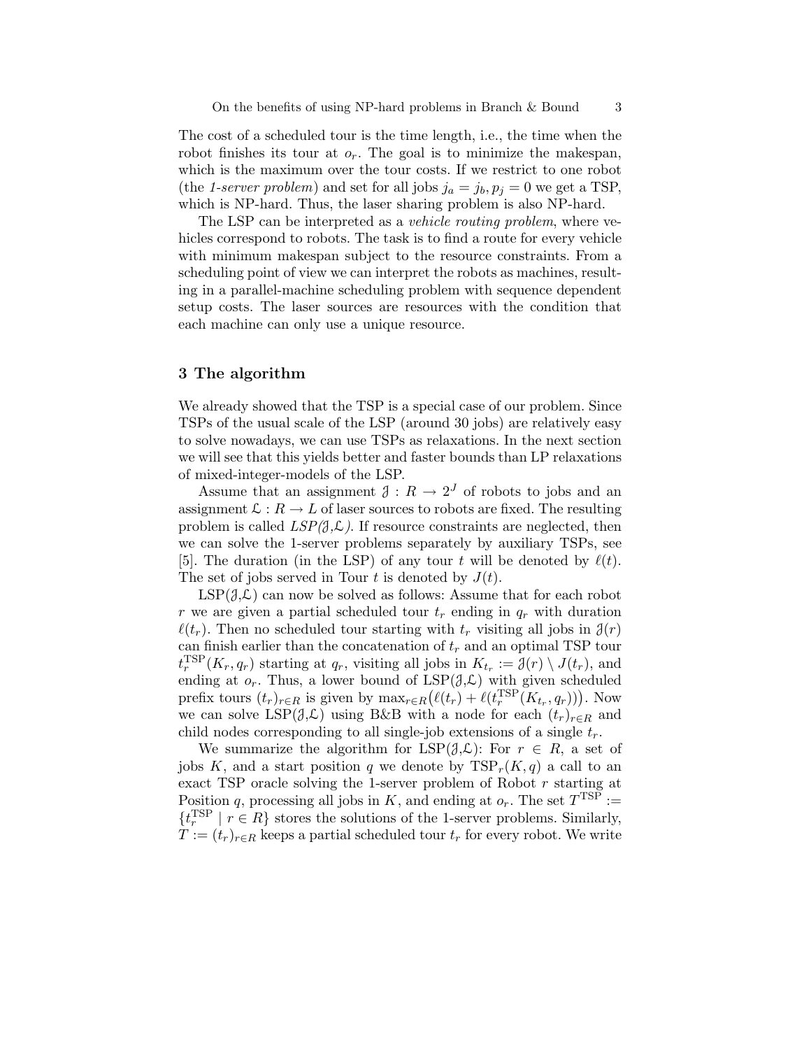The cost of a scheduled tour is the time length, i.e., the time when the robot finishes its tour at $o_r$. The goal is to minimize the makespan, which is the maximum over the tour costs. If we restrict to one robot (the *1-server problem*) and set for all jobs $j_a = j_b, p_j = 0$ we get a TSP, which is NP-hard. Thus, the laser sharing problem is also NP-hard.

The LSP can be interpreted as a *vehicle routing problem*, where vehicles correspond to robots. The task is to find a route for every vehicle with minimum makespan subject to the resource constraints. From a scheduling point of view we can interpret the robots as machines, resulting in a parallel-machine scheduling problem with sequence dependent setup costs. The laser sources are resources with the condition that each machine can only use a unique resource.

## 3 The algorithm

We already showed that the TSP is a special case of our problem. Since TSPs of the usual scale of the LSP (around 30 jobs) are relatively easy to solve nowadays, we can use TSPs as relaxations. In the next section we will see that this yields better and faster bounds than LP relaxations of mixed-integer-models of the LSP.

Assume that an assignment $\mathcal{J} : R \to 2^J$ of robots to jobs and an assignment $\mathcal{L} : R \to L$ of laser sources to robots are fixed. The resulting problem is called *LSP($\mathcal{J}$,$\mathcal{L}$)*. If resource constraints are neglected, then we can solve the 1-server problems separately by auxiliary TSPs, see [5]. The duration (in the LSP) of any tour $t$ will be denoted by $\ell(t)$. The set of jobs served in Tour $t$ is denoted by $J(t)$.

LSP($\mathcal{J}$,$\mathcal{L}$) can now be solved as follows: Assume that for each robot $r$ we are given a partial scheduled tour $t_r$ ending in $q_r$ with duration $\ell(t_r)$. Then no scheduled tour starting with $t_r$ visiting all jobs in $\mathcal{J}(r)$ can finish earlier than the concatenation of $t_r$ and an optimal TSP tour $t_r^{\mathrm{TSP}}(K_r, q_r)$ starting at $q_r$, visiting all jobs in $K_{t_r} := \mathcal{J}(r) \setminus J(t_r)$, and ending at $o_r$. Thus, a lower bound of LSP($\mathcal{J}$,$\mathcal{L}$) with given scheduled prefix tours $(t_r)_{r\in R}$ is given by $\max_{r\in R}\big(\ell(t_r) + \ell(t_r^{\mathrm{TSP}}(K_{t_r}, q_r))\big)$. Now we can solve LSP($\mathcal{J}$,$\mathcal{L}$) using B&B with a node for each $(t_r)_{r\in R}$ and child nodes corresponding to all single-job extensions of a single $t_r$.

We summarize the algorithm for LSP($\mathcal{J}$,$\mathcal{L}$): For $r \in R$, a set of jobs $K$, and a start position $q$ we denote by $\mathrm{TSP}_r(K, q)$ a call to an exact TSP oracle solving the 1-server problem of Robot $r$ starting at Position $q$, processing all jobs in $K$, and ending at $o_r$. The set $T^{\mathrm{TSP}} := \{t_r^{\mathrm{TSP}} \mid r \in R\}$ stores the solutions of the 1-server problems. Similarly, $T := (t_r)_{r\in R}$ keeps a partial scheduled tour $t_r$ for every robot. We write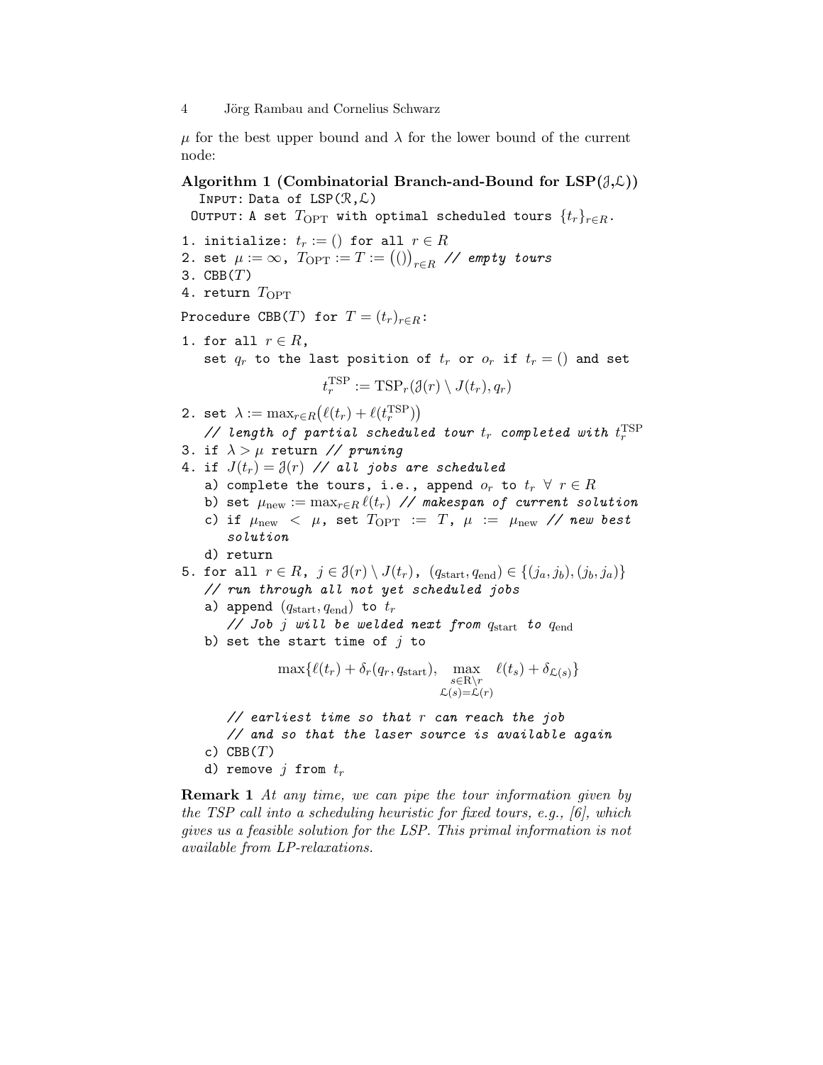$\mu$ for the best upper bound and $\lambda$ for the lower bound of the current node:

**Algorithm 1 (Combinatorial Branch-and-Bound for LSP($\mathcal{J}$,$\mathcal{L}$))**

INPUT: Data of LSP($\mathcal{R}$,$\mathcal{L}$)

OUTPUT: A set $T_{\text{OPT}}$ with optimal scheduled tours $\{t_r\}_{r \in R}$.

1. initialize: $t_r := ()$ for all $r \in R$
2. set $\mu := \infty$, $T_{\text{OPT}} := T := \big(()\big)_{r \in R}$ *// empty tours*
3. CBB($T$)
4. return $T_{\text{OPT}}$

Procedure CBB($T$) for $T = (t_r)_{r \in R}$:

1. for all $r \in R$,
   set $q_r$ to the last position of $t_r$ or $o_r$ if $t_r = ()$ and set
   $$t_r^{\text{TSP}} := \text{TSP}_r(\mathcal{J}(r) \setminus J(t_r), q_r)$$
2. set $\lambda := \max_{r \in R}\big(\ell(t_r) + \ell(t_r^{\text{TSP}})\big)$
   *// length of partial scheduled tour $t_r$ completed with $t_r^{\text{TSP}}$*
3. if $\lambda > \mu$ return *// pruning*
4. if $J(t_r) = \mathcal{J}(r)$ *// all jobs are scheduled*
   a) complete the tours, i.e., append $o_r$ to $t_r$ $\forall$ $r \in R$
   b) set $\mu_{\text{new}} := \max_{r \in R} \ell(t_r)$ *// makespan of current solution*
   c) if $\mu_{\text{new}} < \mu$, set $T_{\text{OPT}} := T$, $\mu := \mu_{\text{new}}$ *// new best solution*
   d) return
5. for all $r \in R$, $j \in \mathcal{J}(r) \setminus J(t_r)$, $(q_{\text{start}}, q_{\text{end}}) \in \{(j_a, j_b), (j_b, j_a)\}$
   *// run through all not yet scheduled jobs*
   a) append $(q_{\text{start}}, q_{\text{end}})$ to $t_r$
      *// Job $j$ will be welded next from $q_{\text{start}}$ to $q_{\text{end}}$*
   b) set the start time of $j$ to
   $$\max\{\ell(t_r) + \delta_r(q_r, q_{\text{start}}), \max_{\substack{s \in \mathrm{R} \setminus r \\ \mathcal{L}(s) = \mathcal{L}(r)}} \ell(t_s) + \delta_{\mathcal{L}(s)}\}$$
      *// earliest time so that $r$ can reach the job*
      *// and so that the laser source is available again*
   c) CBB($T$)
   d) remove $j$ from $t_r$

**Remark 1** *At any time, we can pipe the tour information given by the TSP call into a scheduling heuristic for fixed tours, e.g., [6], which gives us a feasible solution for the LSP. This primal information is not available from LP-relaxations.*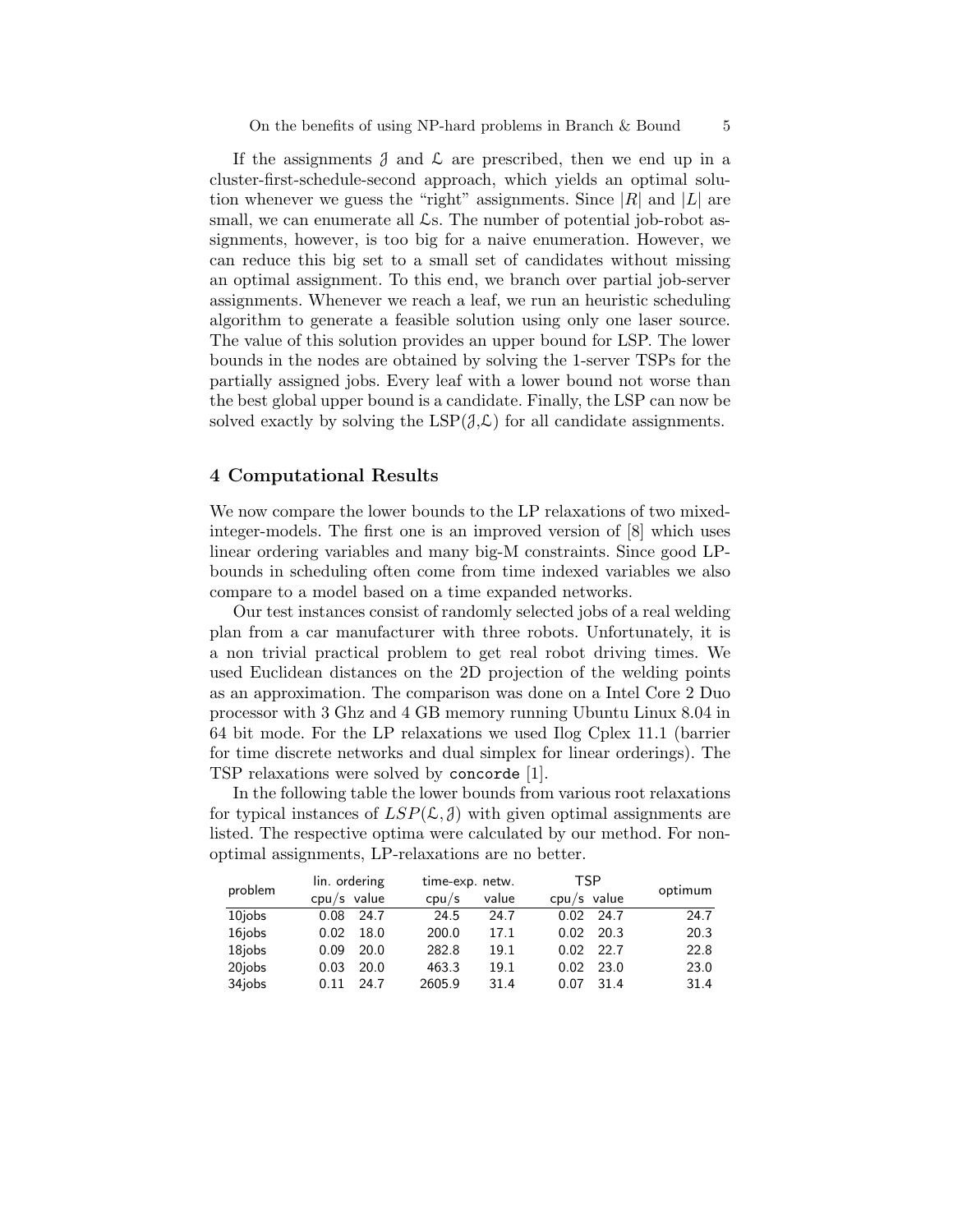If the assignments $\mathcal{J}$ and $\mathcal{L}$ are prescribed, then we end up in a cluster-first-schedule-second approach, which yields an optimal solution whenever we guess the "right" assignments. Since $|R|$ and $|L|$ are small, we can enumerate all $\mathcal{L}$s. The number of potential job-robot assignments, however, is too big for a naive enumeration. However, we can reduce this big set to a small set of candidates without missing an optimal assignment. To this end, we branch over partial job-server assignments. Whenever we reach a leaf, we run an heuristic scheduling algorithm to generate a feasible solution using only one laser source. The value of this solution provides an upper bound for LSP. The lower bounds in the nodes are obtained by solving the 1-server TSPs for the partially assigned jobs. Every leaf with a lower bound not worse than the best global upper bound is a candidate. Finally, the LSP can now be solved exactly by solving the LSP($\mathcal{J}$,$\mathcal{L}$) for all candidate assignments.

## 4 Computational Results

We now compare the lower bounds to the LP relaxations of two mixed-integer-models. The first one is an improved version of [8] which uses linear ordering variables and many big-M constraints. Since good LP-bounds in scheduling often come from time indexed variables we also compare to a model based on a time expanded networks.

Our test instances consist of randomly selected jobs of a real welding plan from a car manufacturer with three robots. Unfortunately, it is a non trivial practical problem to get real robot driving times. We used Euclidean distances on the 2D projection of the welding points as an approximation. The comparison was done on a Intel Core 2 Duo processor with 3 Ghz and 4 GB memory running Ubuntu Linux 8.04 in 64 bit mode. For the LP relaxations we used Ilog Cplex 11.1 (barrier for time discrete networks and dual simplex for linear orderings). The TSP relaxations were solved by `concorde` [1].

In the following table the lower bounds from various root relaxations for typical instances of $LSP(\mathcal{L}, \mathcal{J})$ with given optimal assignments are listed. The respective optima were calculated by our method. For non-optimal assignments, LP-relaxations are no better.

| problem | lin. ordering | | time-exp. netw. | | TSP | | optimum |
|---|---|---|---|---|---|---|---|
| | cpu/s | value | cpu/s | value | cpu/s | value | |
| 10jobs | 0.08 | 24.7 | 24.5 | 24.7 | 0.02 | 24.7 | 24.7 |
| 16jobs | 0.02 | 18.0 | 200.0 | 17.1 | 0.02 | 20.3 | 20.3 |
| 18jobs | 0.09 | 20.0 | 282.8 | 19.1 | 0.02 | 22.7 | 22.8 |
| 20jobs | 0.03 | 20.0 | 463.3 | 19.1 | 0.02 | 23.0 | 23.0 |
| 34jobs | 0.11 | 24.7 | 2605.9 | 31.4 | 0.07 | 31.4 | 31.4 |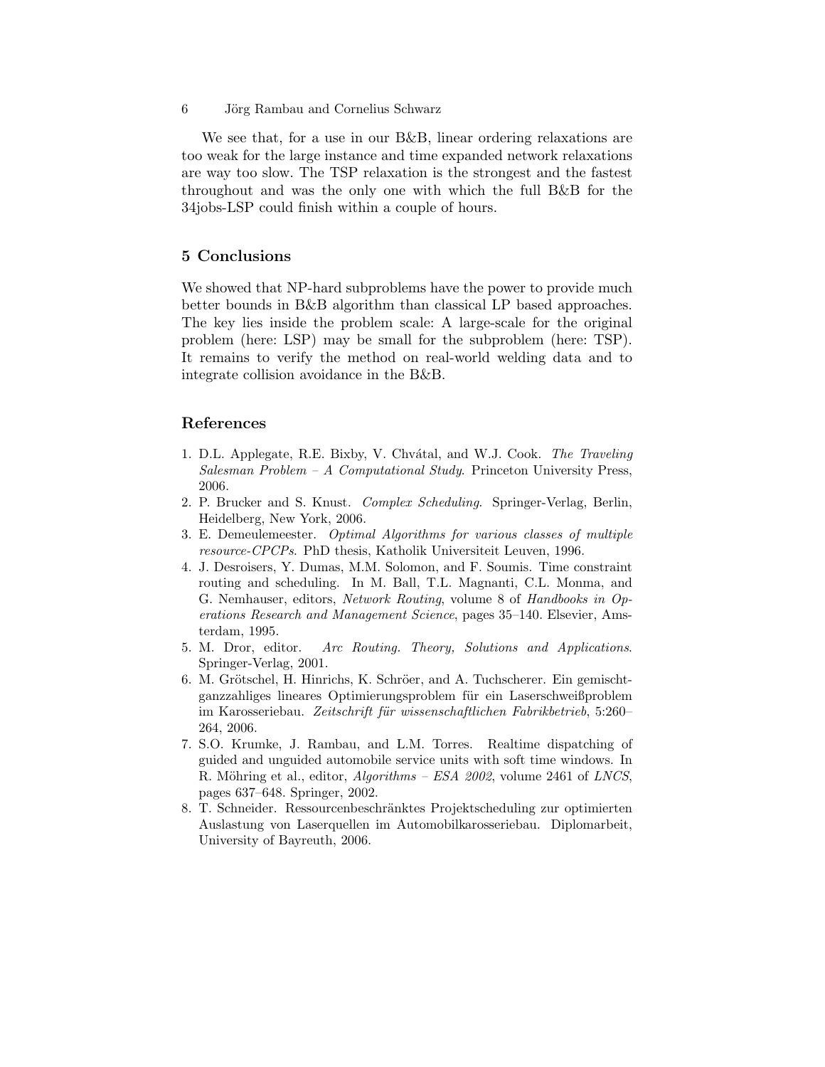We see that, for a use in our B&B, linear ordering relaxations are too weak for the large instance and time expanded network relaxations are way too slow. The TSP relaxation is the strongest and the fastest throughout and was the only one with which the full B&B for the 34jobs-LSP could finish within a couple of hours.

## 5 Conclusions

We showed that NP-hard subproblems have the power to provide much better bounds in B&B algorithm than classical LP based approaches. The key lies inside the problem scale: A large-scale for the original problem (here: LSP) may be small for the subproblem (here: TSP). It remains to verify the method on real-world welding data and to integrate collision avoidance in the B&B.

## References

1. D.L. Applegate, R.E. Bixby, V. Chvátal, and W.J. Cook. *The Traveling Salesman Problem – A Computational Study*. Princeton University Press, 2006.
2. P. Brucker and S. Knust. *Complex Scheduling*. Springer-Verlag, Berlin, Heidelberg, New York, 2006.
3. E. Demeulemeester. *Optimal Algorithms for various classes of multiple resource-CPCPs*. PhD thesis, Katholik Universiteit Leuven, 1996.
4. J. Desroisers, Y. Dumas, M.M. Solomon, and F. Soumis. Time constraint routing and scheduling. In M. Ball, T.L. Magnanti, C.L. Monma, and G. Nemhauser, editors, *Network Routing*, volume 8 of *Handbooks in Operations Research and Management Science*, pages 35–140. Elsevier, Amsterdam, 1995.
5. M. Dror, editor. *Arc Routing. Theory, Solutions and Applications*. Springer-Verlag, 2001.
6. M. Grötschel, H. Hinrichs, K. Schröer, and A. Tuchscherer. Ein gemischt-ganzzahliges lineares Optimierungsproblem für ein Laserschweißproblem im Karosseriebau. *Zeitschrift für wissenschaftlichen Fabrikbetrieb*, 5:260–264, 2006.
7. S.O. Krumke, J. Rambau, and L.M. Torres. Realtime dispatching of guided and unguided automobile service units with soft time windows. In R. Möhring et al., editor, *Algorithms – ESA 2002*, volume 2461 of *LNCS*, pages 637–648. Springer, 2002.
8. T. Schneider. Ressourcenbeschränktes Projektscheduling zur optimierten Auslastung von Laserquellen im Automobilkarosseriebau. Diplomarbeit, University of Bayreuth, 2006.